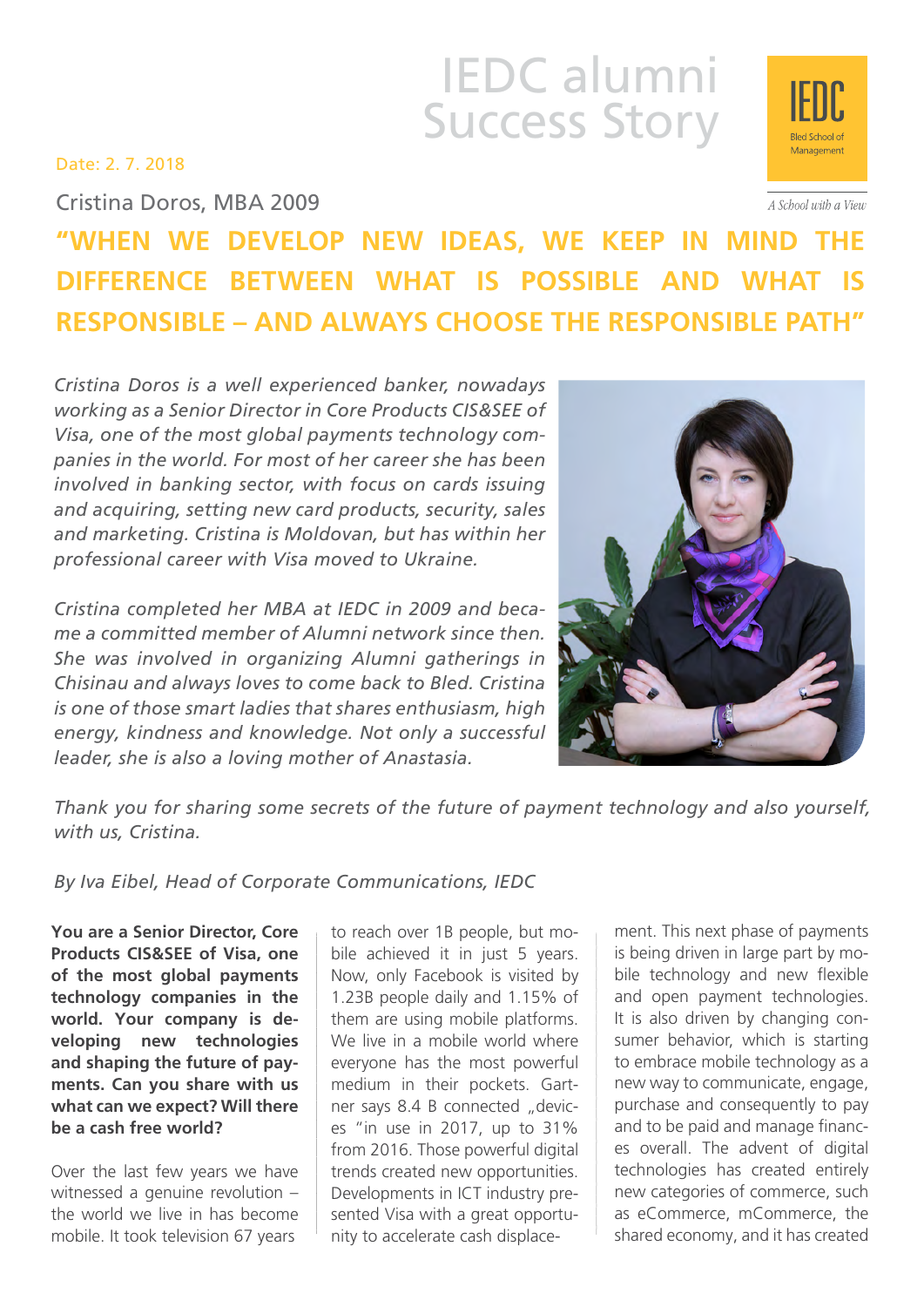# IEDC alumni Success Story

Date: 2. 7. 2018

Cristina Doros, MBA 2009

## "WHEN WE DEVELOP NEW IDEAS, WE KEEP IN MIND THE DIFFERENCE BETWEEN WHAT IS POSSIBLE AND WHAT IS RESPONSIBLE – AND ALWAYS CHOOSE THE RESPONSIBLE PATH"

*Cristina Doros is a well experienced banker, nowadays working as a Senior Director in Core Products CIS&SEE of Visa, one of the most global payments technology companies in the world. For most of her career she has been involved in banking sector, with focus on cards issuing and acquiring, setting new card products, security, sales and marketing. Cristina is Moldovan, but has within her professional career with Visa moved to Ukraine.*

*Cristina completed her MBA at IEDC in 2009 and became a committed member of Alumni network since then. She was involved in organizing Alumni gatherings in Chisinau and always loves to come back to Bled. Cristina is one of those smart ladies that shares enthusiasm, high energy, kindness and knowledge. Not only a successful leader, she is also a loving mother of Anastasia.*

*Thank you for sharing some secrets of the future of payment technology and also yourself, with us, Cristina.*

*By Iva Eibel, Head of Corporate Communications, IEDC*

**You are a Senior Director, Core Products CIS&SEE of Visa, one of the most global payments technology companies in the world. Your company is developing new technologies and shaping the future of payments. Can you share with us what can we expect? Will there be a cash free world?**

Over the last few years we have witnessed a genuine revolution – the world we live in has become mobile. It took television 67 years to reach over 1B people, but mobile achieved it in just 5 years. Now, only Facebook is visited by 1.23B people daily and 1.15% of them are using mobile platforms. We live in a mobile world where everyone has the most powerful medium in their pockets. Gartner says 8.4 B connected „devices "in use in 2017, up to 31% from 2016. Those powerful digital trends created new opportunities. Developments in ICT industry presented Visa with a great opportunity to accelerate cash displacement. This next phase of payments is being driven in large part by mobile technology and new flexible and open payment technologies. It is also driven by changing consumer behavior, which is starting to embrace mobile technology as a new way to communicate, engage, purchase and consequently to pay and to be paid and manage finances overall. The advent of digital technologies has created entirely new categories of commerce, such as eCommerce, mCommerce, the shared economy, and it has created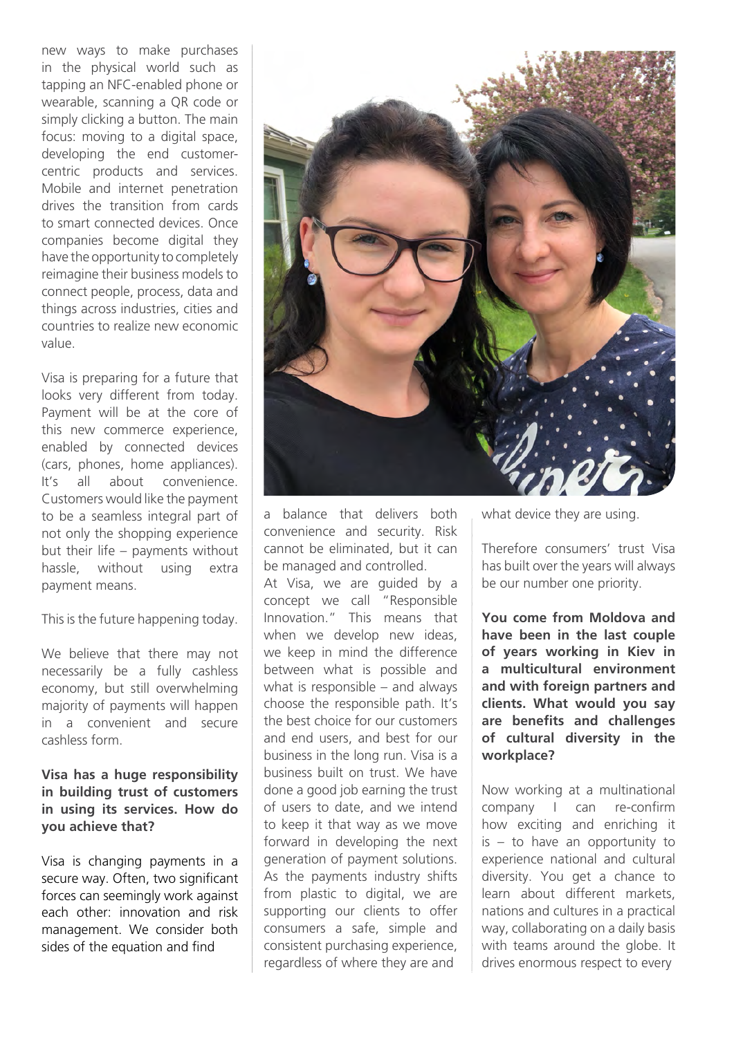new ways to make purchases in the physical world such as tapping an NFC-enabled phone or wearable, scanning a QR code or simply clicking a button. The main focus: moving to a digital space, developing the end customer-centric products and services. Mobile and internet penetration drives the transition from cards to smart connected devices. Once companies become digital they have the opportunity to completely reimagine their business models to connect people, process, data and things across industries, cities and countries to realize new economic value.

Visa is preparing for a future that looks very different from today. Payment will be at the core of this new commerce experience, enabled by connected devices (cars, phones, home appliances). It's all about convenience. Customers would like the payment to be a seamless integral part of not only the shopping experience but their life – payments without hassle, without using extra payment means.

This is the future happening today.

We believe that there may not necessarily be a fully cashless economy, but still overwhelming majority of payments will happen in a convenient and secure cashless form.

**Visa has a huge responsibility in building trust of customers in using its services. How do you achieve that?**

Visa is changing payments in a secure way. Often, two significant forces can seemingly work against each other: innovation and risk management. We consider both sides of the equation and find a balance that delivers both convenience and security. Risk cannot be eliminated, but it can be managed and controlled.

At Visa, we are guided by a concept we call "Responsible Innovation." This means that when we develop new ideas, we keep in mind the difference between what is possible and what is responsible – and always choose the responsible path. It's the best choice for our customers and end users, and best for our business in the long run. Visa is a business built on trust. We have done a good job earning the trust of users to date, and we intend to keep it that way as we move forward in developing the next generation of payment solutions. As the payments industry shifts from plastic to digital, we are supporting our clients to offer consumers a safe, simple and consistent purchasing experience, regardless of where they are and what device they are using.

Therefore consumers' trust Visa has built over the years will always be our number one priority.

**You come from Moldova and have been in the last couple of years working in Kiev in a multicultural environment and with foreign partners and clients. What would you say are benefits and challenges of cultural diversity in the workplace?**

Now working at a multinational company I can re-confirm how exciting and enriching it is – to have an opportunity to experience national and cultural diversity. You get a chance to learn about different markets, nations and cultures in a practical way, collaborating on a daily basis with teams around the globe. It drives enormous respect to every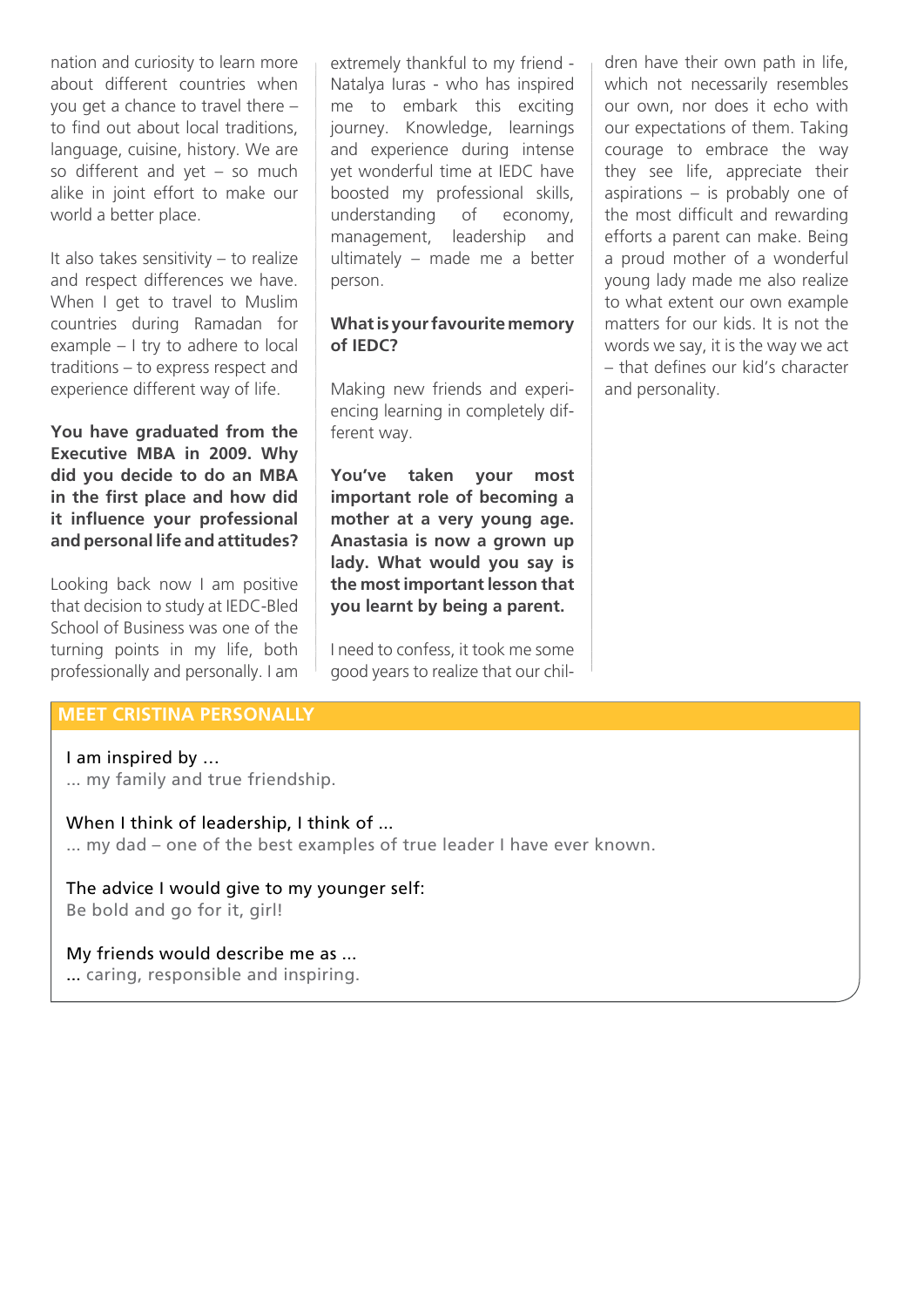nation and curiosity to learn more about different countries when you get a chance to travel there – to find out about local traditions, language, cuisine, history. We are so different and yet – so much alike in joint effort to make our world a better place.

It also takes sensitivity – to realize and respect differences we have. When I get to travel to Muslim countries during Ramadan for example – I try to adhere to local traditions – to express respect and experience different way of life.

**You have graduated from the Executive MBA in 2009. Why did you decide to do an MBA in the first place and how did it influence your professional and personal life and attitudes?**

Looking back now I am positive that decision to study at IEDC-Bled School of Business was one of the turning points in my life, both professionally and personally. I am extremely thankful to my friend - Natalya Iuras - who has inspired me to embark this exciting journey. Knowledge, learnings and experience during intense yet wonderful time at IEDC have boosted my professional skills, understanding of economy, management, leadership and ultimately – made me a better person.

**What is your favourite memory of IEDC?**

Making new friends and experiencing learning in completely different way.

**You've taken your most important role of becoming a mother at a very young age. Anastasia is now a grown up lady. What would you say is the most important lesson that you learnt by being a parent.**

I need to confess, it took me some good years to realize that our children have their own path in life, which not necessarily resembles our own, nor does it echo with our expectations of them. Taking courage to embrace the way they see life, appreciate their aspirations – is probably one of the most difficult and rewarding efforts a parent can make. Being a proud mother of a wonderful young lady made me also realize to what extent our own example matters for our kids. It is not the words we say, it is the way we act – that defines our kid's character and personality.

## MEET CRISTINA PERSONALLY

I am inspired by …
… my family and true friendship.

When I think of leadership, I think of …
… my dad – one of the best examples of true leader I have ever known.

The advice I would give to my younger self:
Be bold and go for it, girl!

My friends would describe me as ...
... caring, responsible and inspiring.